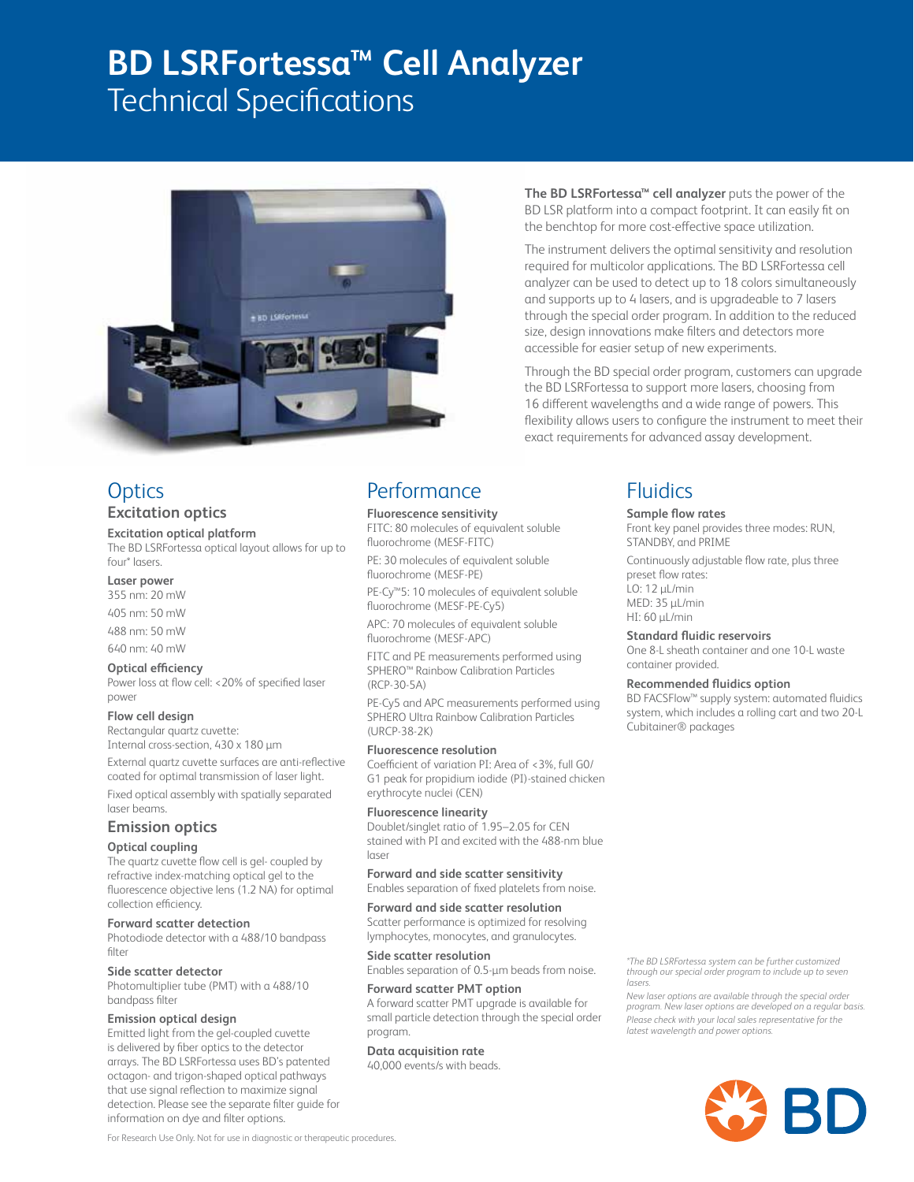# BD LSRFortessa™ Cell Analyzer

## Technical Specifications

**The BD LSRFortessa™ cell analyzer** puts the power of the BD LSR platform into a compact footprint. It can easily fit on the benchtop for more cost-effective space utilization.

The instrument delivers the optimal sensitivity and resolution required for multicolor applications. The BD LSRFortessa cell analyzer can be used to detect up to 18 colors simultaneously and supports up to 4 lasers, and is upgradeable to 7 lasers through the special order program. In addition to the reduced size, design innovations make filters and detectors more accessible for easier setup of new experiments.

Through the BD special order program, customers can upgrade the BD LSRFortessa to support more lasers, choosing from 16 different wavelengths and a wide range of powers. This flexibility allows users to configure the instrument to meet their exact requirements for advanced assay development.

## Optics

### Excitation optics

**Excitation optical platform**
The BD LSRFortessa optical layout allows for up to four* lasers.

**Laser power**
355 nm: 20 mW

405 nm: 50 mW

488 nm: 50 mW

640 nm: 40 mW

**Optical efficiency**
Power loss at flow cell: <20% of specified laser power

**Flow cell design**
Rectangular quartz cuvette:
Internal cross-section, 430 x 180 µm

External quartz cuvette surfaces are anti-reflective coated for optimal transmission of laser light.

Fixed optical assembly with spatially separated laser beams.

### Emission optics

**Optical coupling**
The quartz cuvette flow cell is gel- coupled by refractive index-matching optical gel to the fluorescence objective lens (1.2 NA) for optimal collection efficiency.

**Forward scatter detection**
Photodiode detector with a 488/10 bandpass filter

**Side scatter detector**
Photomultiplier tube (PMT) with a 488/10 bandpass filter

**Emission optical design**
Emitted light from the gel-coupled cuvette is delivered by fiber optics to the detector arrays. The BD LSRFortessa uses BD's patented octagon- and trigon-shaped optical pathways that use signal reflection to maximize signal detection. Please see the separate filter guide for information on dye and filter options.

## Performance

**Fluorescence sensitivity**
FITC: 80 molecules of equivalent soluble fluorochrome (MESF-FITC)

PE: 30 molecules of equivalent soluble fluorochrome (MESF-PE)

PE-Cy™5: 10 molecules of equivalent soluble fluorochrome (MESF-PE-Cy5)

APC: 70 molecules of equivalent soluble fluorochrome (MESF-APC)

FITC and PE measurements performed using SPHERO™ Rainbow Calibration Particles (RCP-30-5A)

PE-Cy5 and APC measurements performed using SPHERO Ultra Rainbow Calibration Particles (URCP-38-2K)

**Fluorescence resolution**
Coefficient of variation PI: Area of <3%, full G0/G1 peak for propidium iodide (PI)-stained chicken erythrocyte nuclei (CEN)

**Fluorescence linearity**
Doublet/singlet ratio of 1.95–2.05 for CEN stained with PI and excited with the 488-nm blue laser

**Forward and side scatter sensitivity**
Enables separation of fixed platelets from noise.

**Forward and side scatter resolution**
Scatter performance is optimized for resolving lymphocytes, monocytes, and granulocytes.

**Side scatter resolution**
Enables separation of 0.5-µm beads from noise.

**Forward scatter PMT option**
A forward scatter PMT upgrade is available for small particle detection through the special order program.

**Data acquisition rate**
40,000 events/s with beads.

## Fluidics

**Sample flow rates**
Front key panel provides three modes: RUN, STANDBY, and PRIME

Continuously adjustable flow rate, plus three preset flow rates:
LO: 12 µL/min
MED: 35 µL/min
HI: 60 µL/min

**Standard fluidic reservoirs**
One 8-L sheath container and one 10-L waste container provided.

**Recommended fluidics option**
BD FACSFlow™ supply system: automated fluidics system, which includes a rolling cart and two 20-L Cubitainer® packages

*\*The BD LSRFortessa system can be further customized through our special order program to include up to seven lasers.*

*New laser options are available through the special order program. New laser options are developed on a regular basis. Please check with your local sales representative for the latest wavelength and power options.*

For Research Use Only. Not for use in diagnostic or therapeutic procedures.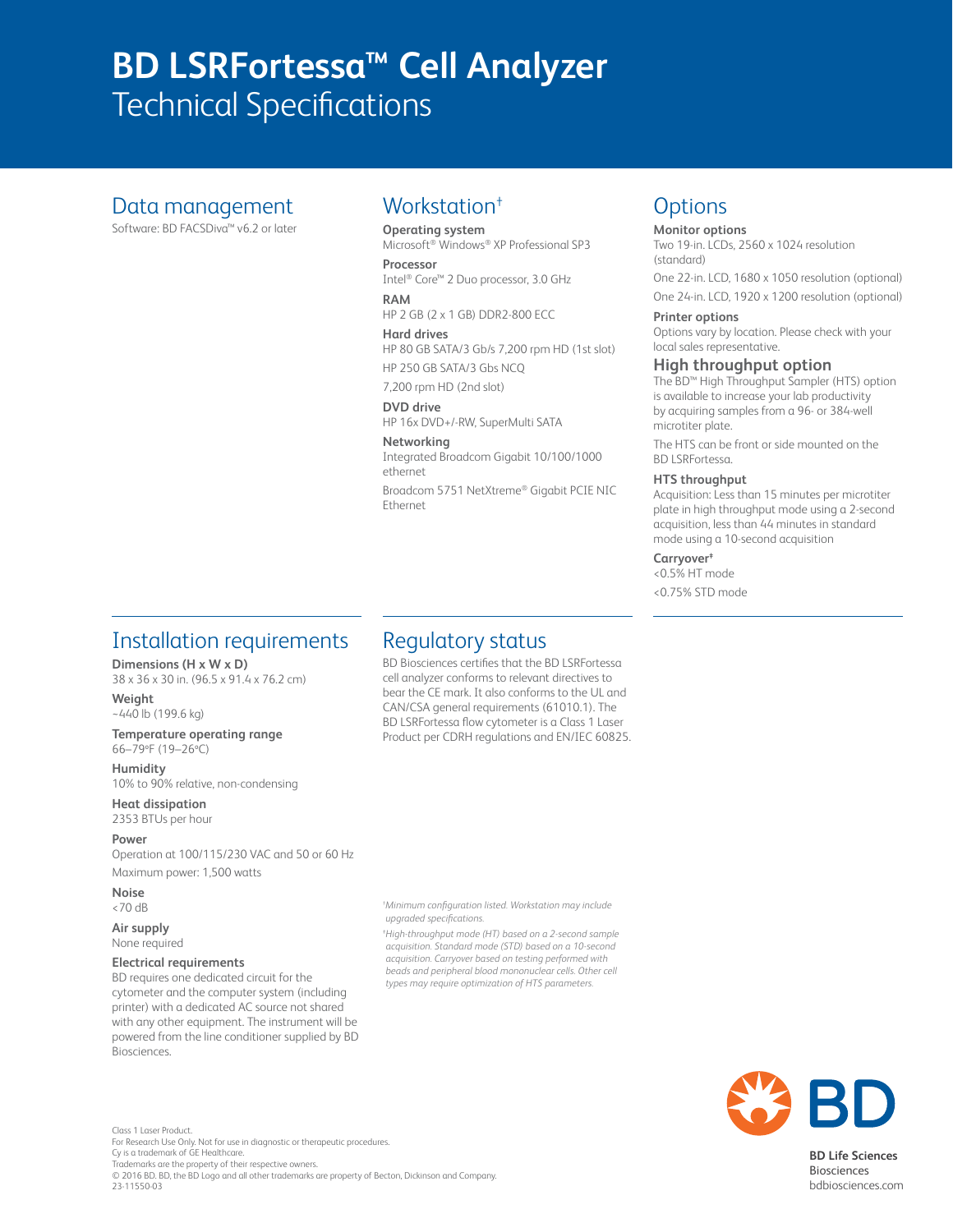# BD LSRFortessa™ Cell Analyzer

Technical Specifications

## Data management

Software: BD FACSDiva™ v6.2 or later

## Workstation[†]

**Operating system**
Microsoft® Windows® XP Professional SP3

**Processor**
Intel® Core™ 2 Duo processor, 3.0 GHz

**RAM**
HP 2 GB (2 x 1 GB) DDR2-800 ECC

**Hard drives**
HP 80 GB SATA/3 Gb/s 7,200 rpm HD (1st slot)

HP 250 GB SATA/3 Gbs NCQ

7,200 rpm HD (2nd slot)

**DVD drive**
HP 16x DVD+/-RW, SuperMulti SATA

**Networking**
Integrated Broadcom Gigabit 10/100/1000 ethernet

Broadcom 5751 NetXtreme® Gigabit PCIE NIC Ethernet

## Options

**Monitor options**
Two 19-in. LCDs, 2560 x 1024 resolution (standard)

One 22-in. LCD, 1680 x 1050 resolution (optional)

One 24-in. LCD, 1920 x 1200 resolution (optional)

**Printer options**
Options vary by location. Please check with your local sales representative.

### High throughput option

The BD™ High Throughput Sampler (HTS) option is available to increase your lab productivity by acquiring samples from a 96- or 384-well microtiter plate.

The HTS can be front or side mounted on the BD LSRFortessa.

**HTS throughput**
Acquisition: Less than 15 minutes per microtiter plate in high throughput mode using a 2-second acquisition, less than 44 minutes in standard mode using a 10-second acquisition

**Carryover[‡]**
<0.5% HT mode

<0.75% STD mode

## Installation requirements

**Dimensions (H x W x D)**
38 x 36 x 30 in. (96.5 x 91.4 x 76.2 cm)

**Weight**
~440 lb (199.6 kg)

**Temperature operating range**
66–79°F (19–26°C)

**Humidity**
10% to 90% relative, non-condensing

**Heat dissipation**
2353 BTUs per hour

**Power**
Operation at 100/115/230 VAC and 50 or 60 Hz

Maximum power: 1,500 watts

**Noise**
<70 dB

**Air supply**
None required

**Electrical requirements**
BD requires one dedicated circuit for the cytometer and the computer system (including printer) with a dedicated AC source not shared with any other equipment. The instrument will be powered from the line conditioner supplied by BD Biosciences.

## Regulatory status

BD Biosciences certifies that the BD LSRFortessa cell analyzer conforms to relevant directives to bear the CE mark. It also conforms to the UL and CAN/CSA general requirements (61010.1). The BD LSRFortessa flow cytometer is a Class 1 Laser Product per CDRH regulations and EN/IEC 60825.

*[†]Minimum configuration listed. Workstation may include upgraded specifications.*

*[‡]High-throughput mode (HT) based on a 2-second sample acquisition. Standard mode (STD) based on a 10-second acquisition. Carryover based on testing performed with beads and peripheral blood mononuclear cells. Other cell types may require optimization of HTS parameters.*

Class 1 Laser Product.
For Research Use Only. Not for use in diagnostic or therapeutic procedures.
Cy is a trademark of GE Healthcare.
Trademarks are the property of their respective owners.
© 2016 BD. BD, the BD Logo and all other trademarks are property of Becton, Dickinson and Company.
23-11550-03

**BD Life Sciences**
Biosciences
bdbiosciences.com